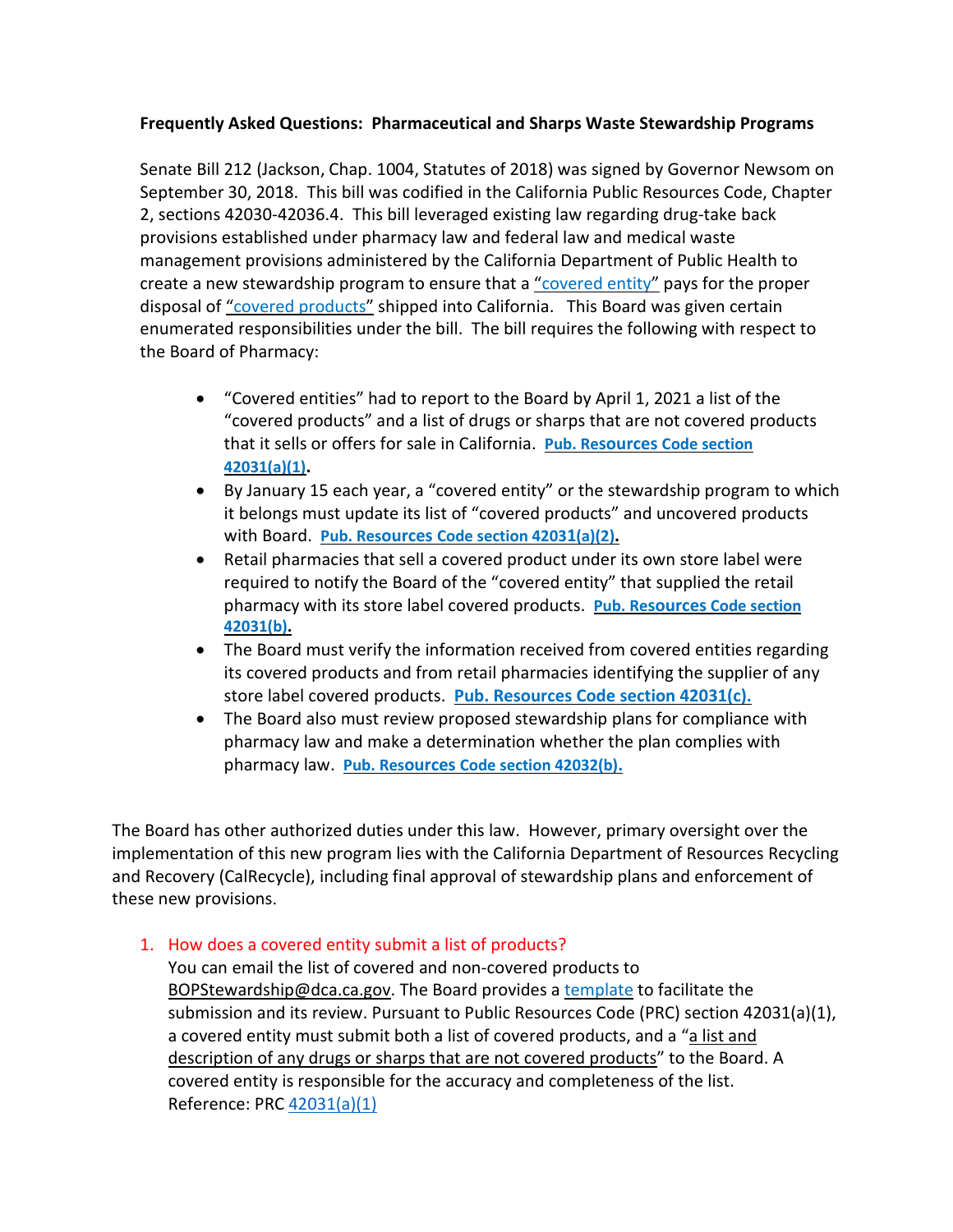**Frequently Asked Questions: Pharmaceutical and Sharps Waste Stewardship Programs**

Senate Bill 212 (Jackson, Chap. 1004, Statutes of 2018) was signed by Governor Newsom on September 30, 2018. This bill was codified in the California Public Resources Code, Chapter 2, sections 42030-42036.4. This bill leveraged existing law regarding drug-take back provisions established under pharmacy law and federal law and medical waste management provisions administered by the California Department of Public Health to create a new stewardship program to ensure that a "covered entity" pays for the proper disposal of "covered products" shipped into California. This Board was given certain enumerated responsibilities under the bill. The bill requires the following with respect to the Board of Pharmacy:

- "Covered entities" had to report to the Board by April 1, 2021 a list of the "covered products" and a list of drugs or sharps that are not covered products that it sells or offers for sale in California. **Pub. Resources Code section 42031(a)(1).**
- By January 15 each year, a "covered entity" or the stewardship program to which it belongs must update its list of "covered products" and uncovered products with Board. **Pub. Resources Code section 42031(a)(2).**
- Retail pharmacies that sell a covered product under its own store label were required to notify the Board of the "covered entity" that supplied the retail pharmacy with its store label covered products. **Pub. Resources Code section 42031(b).**
- The Board must verify the information received from covered entities regarding its covered products and from retail pharmacies identifying the supplier of any store label covered products. **Pub. Resources Code section 42031(c).**
- The Board also must review proposed stewardship plans for compliance with pharmacy law and make a determination whether the plan complies with pharmacy law. **Pub. Resources Code section 42032(b).**

The Board has other authorized duties under this law. However, primary oversight over the implementation of this new program lies with the California Department of Resources Recycling and Recovery (CalRecycle), including final approval of stewardship plans and enforcement of these new provisions.

1. How does a covered entity submit a list of products?
   You can email the list of covered and non-covered products to BOPStewardship@dca.ca.gov. The Board provides a template to facilitate the submission and its review. Pursuant to Public Resources Code (PRC) section 42031(a)(1), a covered entity must submit both a list of covered products, and a "a list and description of any drugs or sharps that are not covered products" to the Board. A covered entity is responsible for the accuracy and completeness of the list.
   Reference: PRC 42031(a)(1)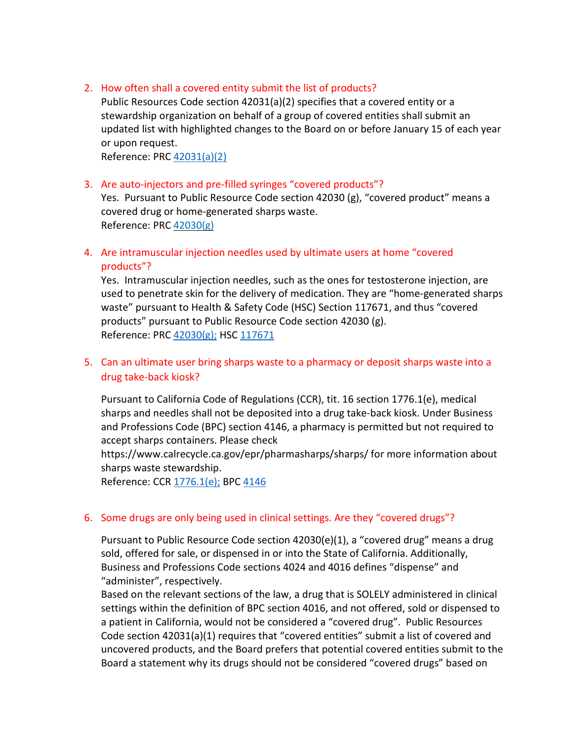2. How often shall a covered entity submit the list of products?

   Public Resources Code section 42031(a)(2) specifies that a covered entity or a stewardship organization on behalf of a group of covered entities shall submit an updated list with highlighted changes to the Board on or before January 15 of each year or upon request.

   Reference: PRC 42031(a)(2)

3. Are auto-injectors and pre-filled syringes "covered products"?

   Yes. Pursuant to Public Resource Code section 42030 (g), "covered product" means a covered drug or home-generated sharps waste.

   Reference: PRC 42030(g)

4. Are intramuscular injection needles used by ultimate users at home "covered products"?

   Yes. Intramuscular injection needles, such as the ones for testosterone injection, are used to penetrate skin for the delivery of medication. They are "home-generated sharps waste" pursuant to Health & Safety Code (HSC) Section 117671, and thus "covered products" pursuant to Public Resource Code section 42030 (g).

   Reference: PRC 42030(g); HSC 117671

5. Can an ultimate user bring sharps waste to a pharmacy or deposit sharps waste into a drug take-back kiosk?

   Pursuant to California Code of Regulations (CCR), tit. 16 section 1776.1(e), medical sharps and needles shall not be deposited into a drug take-back kiosk. Under Business and Professions Code (BPC) section 4146, a pharmacy is permitted but not required to accept sharps containers. Please check https://www.calrecycle.ca.gov/epr/pharmasharps/sharps/ for more information about sharps waste stewardship.

   Reference: CCR 1776.1(e); BPC 4146

6. Some drugs are only being used in clinical settings. Are they "covered drugs"?

   Pursuant to Public Resource Code section 42030(e)(1), a "covered drug" means a drug sold, offered for sale, or dispensed in or into the State of California. Additionally, Business and Professions Code sections 4024 and 4016 defines "dispense" and "administer", respectively.

   Based on the relevant sections of the law, a drug that is SOLELY administered in clinical settings within the definition of BPC section 4016, and not offered, sold or dispensed to a patient in California, would not be considered a "covered drug". Public Resources Code section 42031(a)(1) requires that "covered entities" submit a list of covered and uncovered products, and the Board prefers that potential covered entities submit to the Board a statement why its drugs should not be considered "covered drugs" based on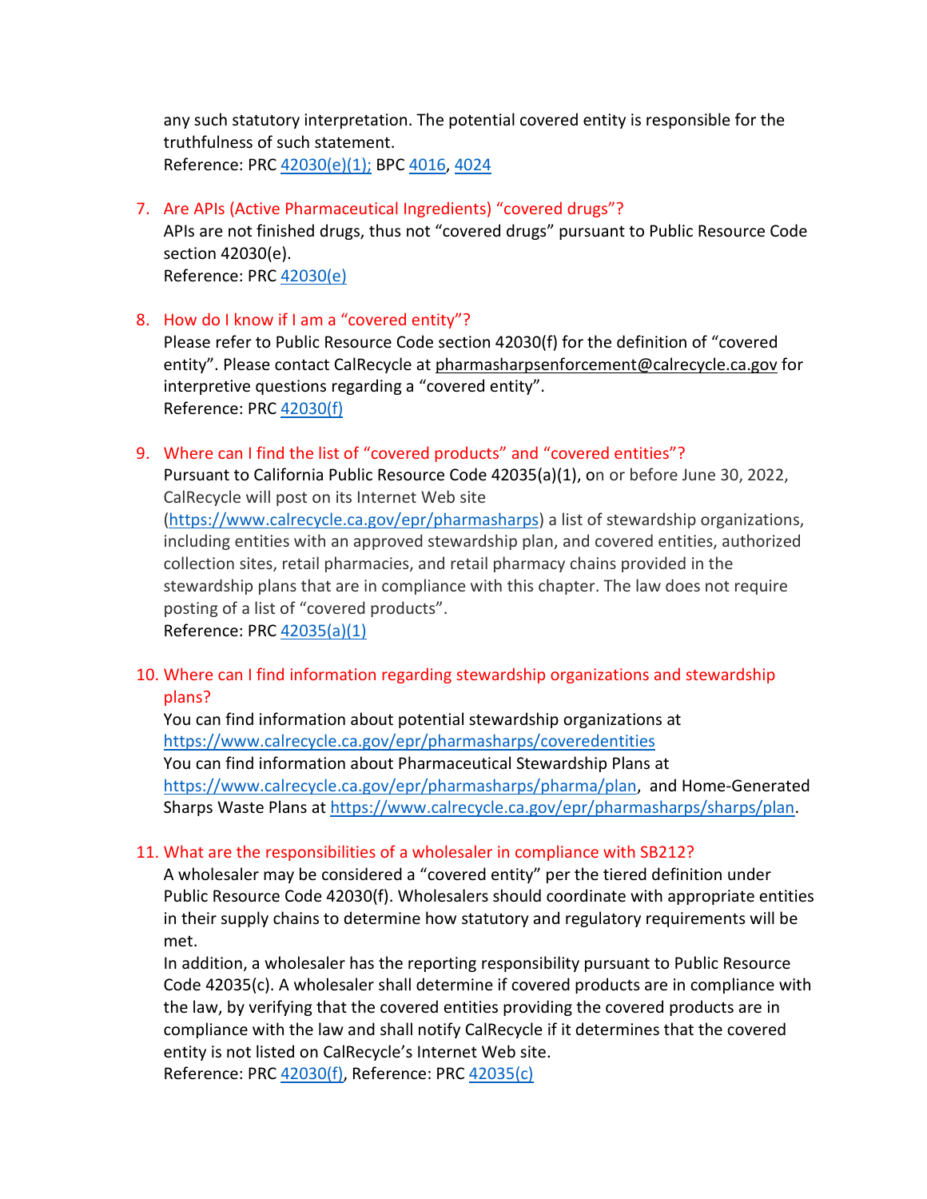any such statutory interpretation. The potential covered entity is responsible for the truthfulness of such statement.
Reference: PRC 42030(e)(1); BPC 4016, 4024

7. Are APIs (Active Pharmaceutical Ingredients) "covered drugs"?
   APIs are not finished drugs, thus not "covered drugs" pursuant to Public Resource Code section 42030(e).
   Reference: PRC 42030(e)

8. How do I know if I am a "covered entity"?
   Please refer to Public Resource Code section 42030(f) for the definition of "covered entity". Please contact CalRecycle at pharmasharpsenforcement@calrecycle.ca.gov for interpretive questions regarding a "covered entity".
   Reference: PRC 42030(f)

9. Where can I find the list of "covered products" and "covered entities"?
   Pursuant to California Public Resource Code 42035(a)(1), on or before June 30, 2022, CalRecycle will post on its Internet Web site (https://www.calrecycle.ca.gov/epr/pharmasharps) a list of stewardship organizations, including entities with an approved stewardship plan, and covered entities, authorized collection sites, retail pharmacies, and retail pharmacy chains provided in the stewardship plans that are in compliance with this chapter. The law does not require posting of a list of "covered products".
   Reference: PRC 42035(a)(1)

10. Where can I find information regarding stewardship organizations and stewardship plans?
    You can find information about potential stewardship organizations at https://www.calrecycle.ca.gov/epr/pharmasharps/coveredentities
    You can find information about Pharmaceutical Stewardship Plans at https://www.calrecycle.ca.gov/epr/pharmasharps/pharma/plan, and Home-Generated Sharps Waste Plans at https://www.calrecycle.ca.gov/epr/pharmasharps/sharps/plan.

11. What are the responsibilities of a wholesaler in compliance with SB212?
    A wholesaler may be considered a "covered entity" per the tiered definition under Public Resource Code 42030(f). Wholesalers should coordinate with appropriate entities in their supply chains to determine how statutory and regulatory requirements will be met.
    In addition, a wholesaler has the reporting responsibility pursuant to Public Resource Code 42035(c). A wholesaler shall determine if covered products are in compliance with the law, by verifying that the covered entities providing the covered products are in compliance with the law and shall notify CalRecycle if it determines that the covered entity is not listed on CalRecycle's Internet Web site.
    Reference: PRC 42030(f), Reference: PRC 42035(c)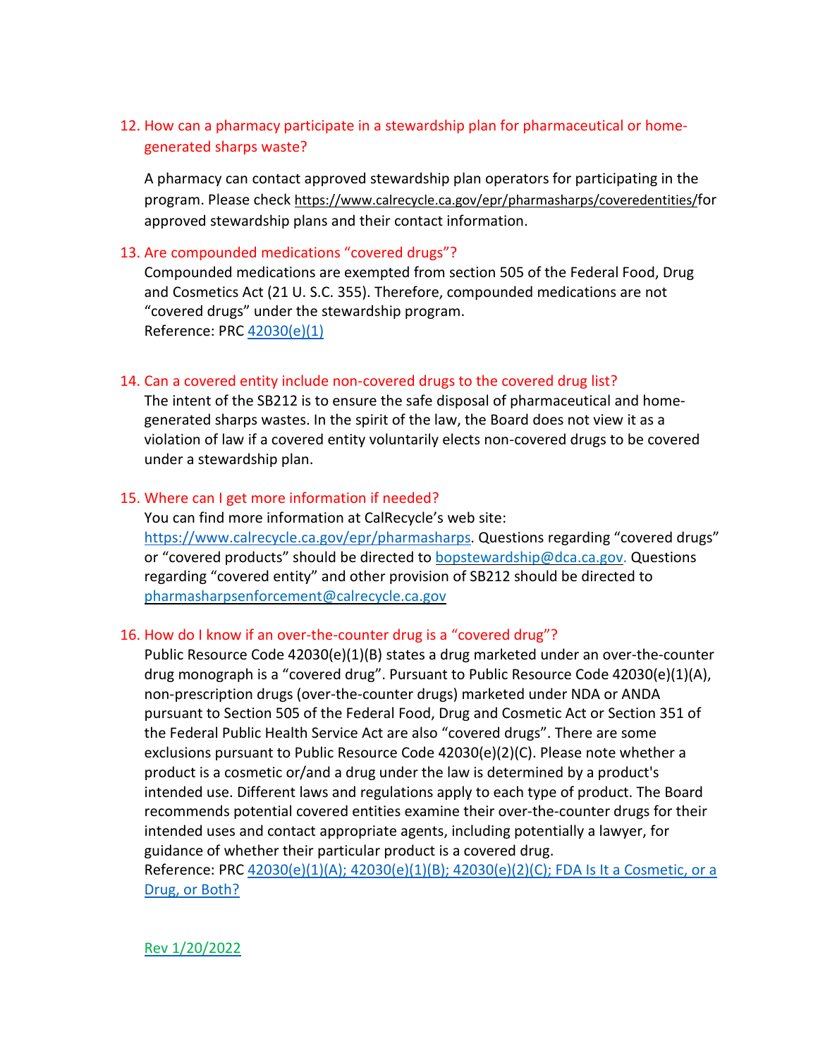12. How can a pharmacy participate in a stewardship plan for pharmaceutical or home-generated sharps waste?

    A pharmacy can contact approved stewardship plan operators for participating in the program. Please check https://www.calrecycle.ca.gov/epr/pharmasharps/coveredentities/for approved stewardship plans and their contact information.

13. Are compounded medications "covered drugs"?
    Compounded medications are exempted from section 505 of the Federal Food, Drug and Cosmetics Act (21 U. S.C. 355). Therefore, compounded medications are not "covered drugs" under the stewardship program.
    Reference: PRC 42030(e)(1)

14. Can a covered entity include non-covered drugs to the covered drug list?
    The intent of the SB212 is to ensure the safe disposal of pharmaceutical and home-generated sharps wastes. In the spirit of the law, the Board does not view it as a violation of law if a covered entity voluntarily elects non-covered drugs to be covered under a stewardship plan.

15. Where can I get more information if needed?
    You can find more information at CalRecycle's web site: https://www.calrecycle.ca.gov/epr/pharmasharps. Questions regarding "covered drugs" or "covered products" should be directed to bopstewardship@dca.ca.gov. Questions regarding "covered entity" and other provision of SB212 should be directed to pharmasharpsenforcement@calrecycle.ca.gov

16. How do I know if an over-the-counter drug is a "covered drug"?
    Public Resource Code 42030(e)(1)(B) states a drug marketed under an over-the-counter drug monograph is a "covered drug". Pursuant to Public Resource Code 42030(e)(1)(A), non-prescription drugs (over-the-counter drugs) marketed under NDA or ANDA pursuant to Section 505 of the Federal Food, Drug and Cosmetic Act or Section 351 of the Federal Public Health Service Act are also "covered drugs". There are some exclusions pursuant to Public Resource Code 42030(e)(2)(C). Please note whether a product is a cosmetic or/and a drug under the law is determined by a product's intended use. Different laws and regulations apply to each type of product. The Board recommends potential covered entities examine their over-the-counter drugs for their intended uses and contact appropriate agents, including potentially a lawyer, for guidance of whether their particular product is a covered drug.
    Reference: PRC 42030(e)(1)(A); 42030(e)(1)(B); 42030(e)(2)(C); FDA Is It a Cosmetic, or a Drug, or Both?

Rev 1/20/2022